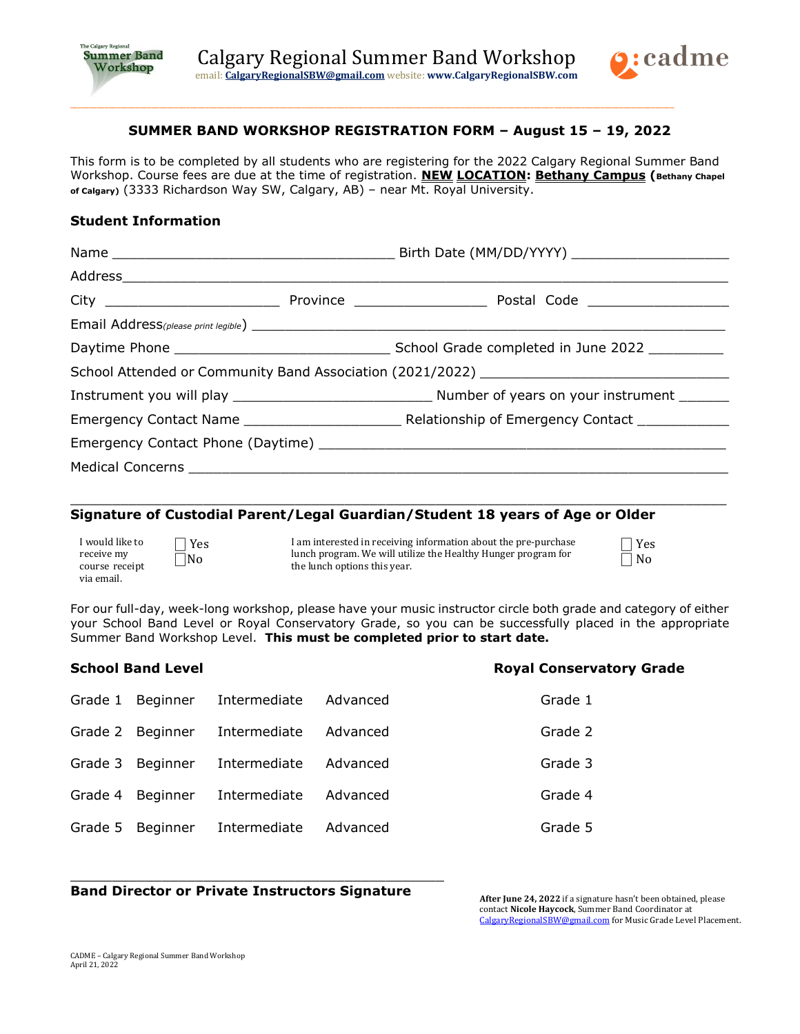# Calgary Regional Summer Band Workshop

email: **CalgaryRegionalSBW@gmail.com** website: **www.CalgaryRegionalSBW.com**

cadme

---

## SUMMER BAND WORKSHOP REGISTRATION FORM – August 15 – 19, 2022

This form is to be completed by all students who are registering for the 2022 Calgary Regional Summer Band Workshop. Course fees are due at the time of registration. **NEW LOCATION: Bethany Campus (Bethany Chapel of Calgary)** (3333 Richardson Way SW, Calgary, AB) – near Mt. Royal University.

### Student Information

Name ___________________________________ Birth Date (MM/DD/YYYY) ____________________

Address_____________________________________________________________________________

City ______________________ Province _________________ Postal Code __________________

Email Address*(please print legible)* ____________________________________________________________

Daytime Phone ____________________________ School Grade completed in June 2022 _________

School Attended or Community Band Association (2021/2022) _______________________________

Instrument you will play __________________________ Number of years on your instrument ______

Emergency Contact Name ____________________ Relationship of Emergency Contact ___________

Emergency Contact Phone (Daytime) _____________________________________________________

Medical Concerns _____________________________________________________________________

_____________________________________________________________________________________

### Signature of Custodial Parent/Legal Guardian/Student 18 years of Age or Older

I would like to receive my course receipt via email. ☐ Yes ☐ No

I am interested in receiving information about the pre-purchase lunch program. We will utilize the Healthy Hunger program for the lunch options this year. ☐ Yes ☐ No

For our full-day, week-long workshop, please have your music instructor circle both grade and category of either your School Band Level or Royal Conservatory Grade, so you can be successfully placed in the appropriate Summer Band Workshop Level. **This must be completed prior to start date.**

| School Band Level | | | | Royal Conservatory Grade |
|---|---|---|---|---|
| Grade 1 | Beginner | Intermediate | Advanced | Grade 1 |
| Grade 2 | Beginner | Intermediate | Advanced | Grade 2 |
| Grade 3 | Beginner | Intermediate | Advanced | Grade 3 |
| Grade 4 | Beginner | Intermediate | Advanced | Grade 4 |
| Grade 5 | Beginner | Intermediate | Advanced | Grade 5 |

_____________________________________________

**Band Director or Private Instructors Signature**

**After June 24, 2022** if a signature hasn't been obtained, please contact **Nicole Haycock**, Summer Band Coordinator at CalgaryRegionalSBW@gmail.com for Music Grade Level Placement.

CADME – Calgary Regional Summer Band Workshop
April 21, 2022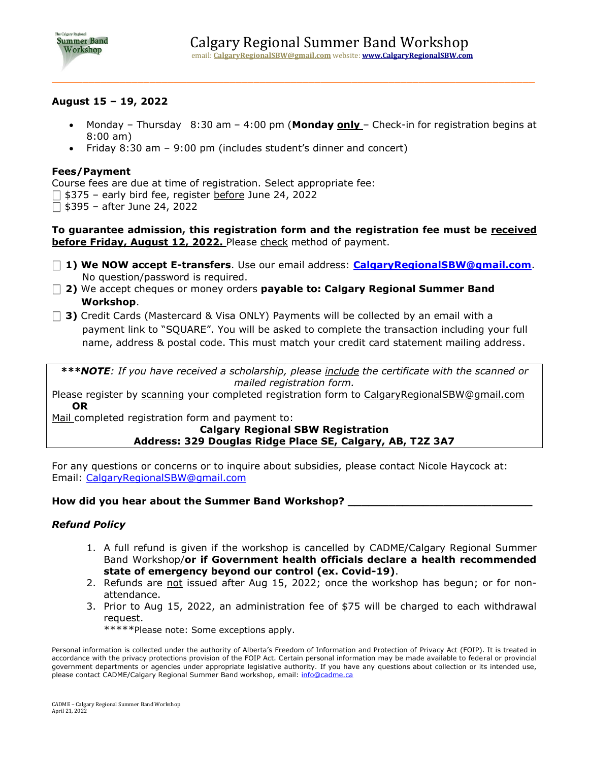# Calgary Regional Summer Band Workshop

email: **CalgaryRegionalSBW@gmail.com** website: **www.CalgaryRegionalSBW.com**

---

**August 15 – 19, 2022**

- Monday – Thursday 8:30 am – 4:00 pm (**Monday only** – Check-in for registration begins at 8:00 am)
- Friday 8:30 am – 9:00 pm (includes student's dinner and concert)

**Fees/Payment**

Course fees are due at time of registration. Select appropriate fee:

☐ $375 – early bird fee, register before June 24, 2022

☐ $395 – after June 24, 2022

**To guarantee admission, this registration form and the registration fee must be received before Friday, August 12, 2022.** Please check method of payment.

☐ **1) We NOW accept E-transfers**. Use our email address: **CalgaryRegionalSBW@gmail.com**. No question/password is required.

☐ **2)** We accept cheques or money orders **payable to: Calgary Regional Summer Band Workshop**.

☐ **3)** Credit Cards (Mastercard & Visa ONLY) Payments will be collected by an email with a payment link to "SQUARE". You will be asked to complete the transaction including your full name, address & postal code. This must match your credit card statement mailing address.

***\*\*\*NOTE**: If you have received a scholarship, please include the certificate with the scanned or mailed registration form.*

Please register by scanning your completed registration form to CalgaryRegionalSBW@gmail.com

**OR**

Mail completed registration form and payment to:

**Calgary Regional SBW Registration**

**Address: 329 Douglas Ridge Place SE, Calgary, AB, T2Z 3A7**

For any questions or concerns or to inquire about subsidies, please contact Nicole Haycock at:
Email: CalgaryRegionalSBW@gmail.com

**How did you hear about the Summer Band Workshop? ____________________________**

***Refund Policy***

1. A full refund is given if the workshop is cancelled by CADME/Calgary Regional Summer Band Workshop/**or if Government health officials declare a health recommended state of emergency beyond our control (ex. Covid-19)**.
2. Refunds are not issued after Aug 15, 2022; once the workshop has begun; or for non-attendance.
3. Prior to Aug 15, 2022, an administration fee of $75 will be charged to each withdrawal request.

   *****Please note: Some exceptions apply.

Personal information is collected under the authority of Alberta's Freedom of Information and Protection of Privacy Act (FOIP). It is treated in accordance with the privacy protections provision of the FOIP Act. Certain personal information may be made available to federal or provincial government departments or agencies under appropriate legislative authority. If you have any questions about collection or its intended use, please contact CADME/Calgary Regional Summer Band workshop, email: info@cadme.ca

CADME – Calgary Regional Summer Band Workshop
April 21, 2022